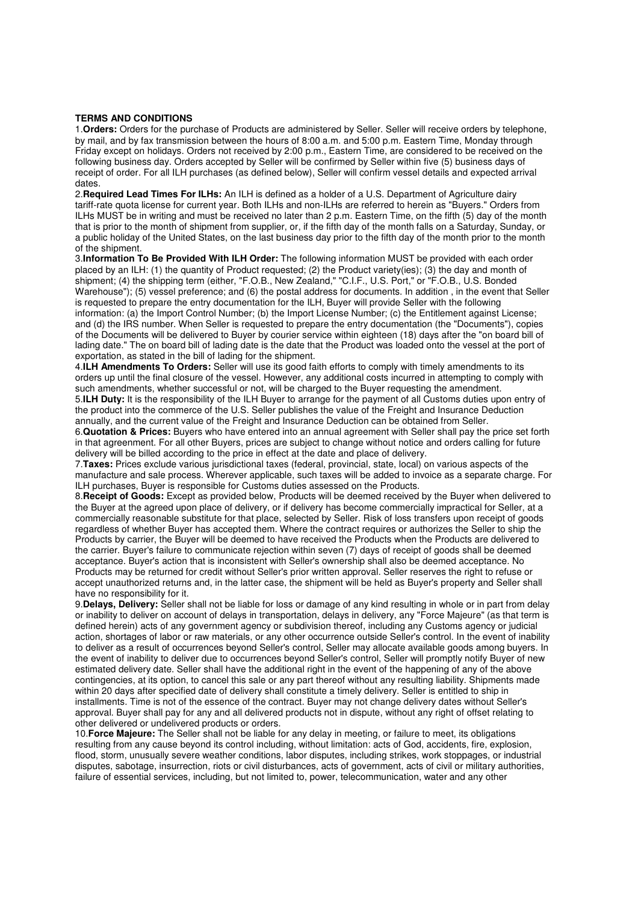**TERMS AND CONDITIONS**

1.**Orders:** Orders for the purchase of Products are administered by Seller. Seller will receive orders by telephone, by mail, and by fax transmission between the hours of 8:00 a.m. and 5:00 p.m. Eastern Time, Monday through Friday except on holidays. Orders not received by 2:00 p.m., Eastern Time, are considered to be received on the following business day. Orders accepted by Seller will be confirmed by Seller within five (5) business days of receipt of order. For all ILH purchases (as defined below), Seller will confirm vessel details and expected arrival dates.

2.**Required Lead Times For ILHs:** An ILH is defined as a holder of a U.S. Department of Agriculture dairy tariff-rate quota license for current year. Both ILHs and non-ILHs are referred to herein as "Buyers." Orders from ILHs MUST be in writing and must be received no later than 2 p.m. Eastern Time, on the fifth (5) day of the month that is prior to the month of shipment from supplier, or, if the fifth day of the month falls on a Saturday, Sunday, or a public holiday of the United States, on the last business day prior to the fifth day of the month prior to the month of the shipment.

3.**Information To Be Provided With ILH Order:** The following information MUST be provided with each order placed by an ILH: (1) the quantity of Product requested; (2) the Product variety(ies); (3) the day and month of shipment; (4) the shipping term (either, "F.O.B., New Zealand," "C.I.F., U.S. Port," or "F.O.B., U.S. Bonded Warehouse"); (5) vessel preference; and (6) the postal address for documents. In addition , in the event that Seller is requested to prepare the entry documentation for the ILH, Buyer will provide Seller with the following information: (a) the Import Control Number; (b) the Import License Number; (c) the Entitlement against License; and (d) the IRS number. When Seller is requested to prepare the entry documentation (the "Documents"), copies of the Documents will be delivered to Buyer by courier service within eighteen (18) days after the "on board bill of lading date." The on board bill of lading date is the date that the Product was loaded onto the vessel at the port of exportation, as stated in the bill of lading for the shipment.

4.**ILH Amendments To Orders:** Seller will use its good faith efforts to comply with timely amendments to its orders up until the final closure of the vessel. However, any additional costs incurred in attempting to comply with such amendments, whether successful or not, will be charged to the Buyer requesting the amendment.

5.**ILH Duty:** It is the responsibility of the ILH Buyer to arrange for the payment of all Customs duties upon entry of the product into the commerce of the U.S. Seller publishes the value of the Freight and Insurance Deduction annually, and the current value of the Freight and Insurance Deduction can be obtained from Seller.

6.**Quotation & Prices:** Buyers who have entered into an annual agreement with Seller shall pay the price set forth in that agreement. For all other Buyers, prices are subject to change without notice and orders calling for future delivery will be billed according to the price in effect at the date and place of delivery.

7.**Taxes:** Prices exclude various jurisdictional taxes (federal, provincial, state, local) on various aspects of the manufacture and sale process. Wherever applicable, such taxes will be added to invoice as a separate charge. For ILH purchases, Buyer is responsible for Customs duties assessed on the Products.

8.**Receipt of Goods:** Except as provided below, Products will be deemed received by the Buyer when delivered to the Buyer at the agreed upon place of delivery, or if delivery has become commercially impractical for Seller, at a commercially reasonable substitute for that place, selected by Seller. Risk of loss transfers upon receipt of goods regardless of whether Buyer has accepted them. Where the contract requires or authorizes the Seller to ship the Products by carrier, the Buyer will be deemed to have received the Products when the Products are delivered to the carrier. Buyer's failure to communicate rejection within seven (7) days of receipt of goods shall be deemed acceptance. Buyer's action that is inconsistent with Seller's ownership shall also be deemed acceptance. No Products may be returned for credit without Seller's prior written approval. Seller reserves the right to refuse or accept unauthorized returns and, in the latter case, the shipment will be held as Buyer's property and Seller shall have no responsibility for it.

9.**Delays, Delivery:** Seller shall not be liable for loss or damage of any kind resulting in whole or in part from delay or inability to deliver on account of delays in transportation, delays in delivery, any "Force Majeure" (as that term is defined herein) acts of any government agency or subdivision thereof, including any Customs agency or judicial action, shortages of labor or raw materials, or any other occurrence outside Seller's control. In the event of inability to deliver as a result of occurrences beyond Seller's control, Seller may allocate available goods among buyers. In the event of inability to deliver due to occurrences beyond Seller's control, Seller will promptly notify Buyer of new estimated delivery date. Seller shall have the additional right in the event of the happening of any of the above contingencies, at its option, to cancel this sale or any part thereof without any resulting liability. Shipments made within 20 days after specified date of delivery shall constitute a timely delivery. Seller is entitled to ship in installments. Time is not of the essence of the contract. Buyer may not change delivery dates without Seller's approval. Buyer shall pay for any and all delivered products not in dispute, without any right of offset relating to other delivered or undelivered products or orders.

10.**Force Majeure:** The Seller shall not be liable for any delay in meeting, or failure to meet, its obligations resulting from any cause beyond its control including, without limitation: acts of God, accidents, fire, explosion, flood, storm, unusually severe weather conditions, labor disputes, including strikes, work stoppages, or industrial disputes, sabotage, insurrection, riots or civil disturbances, acts of government, acts of civil or military authorities, failure of essential services, including, but not limited to, power, telecommunication, water and any other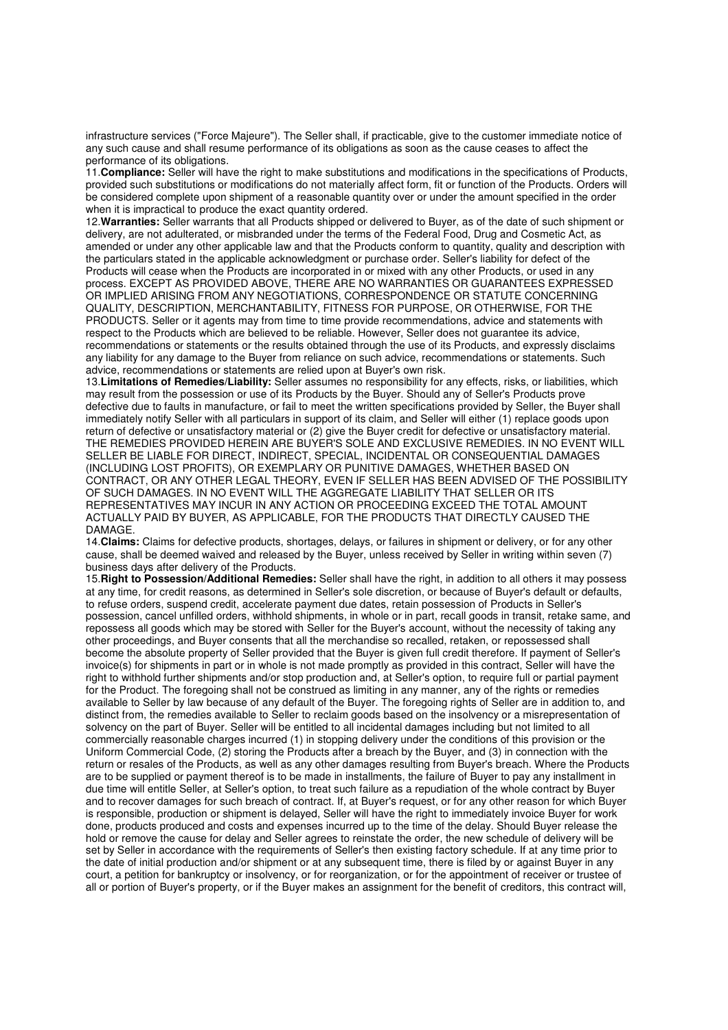infrastructure services ("Force Majeure"). The Seller shall, if practicable, give to the customer immediate notice of any such cause and shall resume performance of its obligations as soon as the cause ceases to affect the performance of its obligations.

11.**Compliance:** Seller will have the right to make substitutions and modifications in the specifications of Products, provided such substitutions or modifications do not materially affect form, fit or function of the Products. Orders will be considered complete upon shipment of a reasonable quantity over or under the amount specified in the order when it is impractical to produce the exact quantity ordered.

12.**Warranties:** Seller warrants that all Products shipped or delivered to Buyer, as of the date of such shipment or delivery, are not adulterated, or misbranded under the terms of the Federal Food, Drug and Cosmetic Act, as amended or under any other applicable law and that the Products conform to quantity, quality and description with the particulars stated in the applicable acknowledgment or purchase order. Seller's liability for defect of the Products will cease when the Products are incorporated in or mixed with any other Products, or used in any process. EXCEPT AS PROVIDED ABOVE, THERE ARE NO WARRANTIES OR GUARANTEES EXPRESSED OR IMPLIED ARISING FROM ANY NEGOTIATIONS, CORRESPONDENCE OR STATUTE CONCERNING QUALITY, DESCRIPTION, MERCHANTABILITY, FITNESS FOR PURPOSE, OR OTHERWISE, FOR THE PRODUCTS. Seller or it agents may from time to time provide recommendations, advice and statements with respect to the Products which are believed to be reliable. However, Seller does not guarantee its advice, recommendations or statements or the results obtained through the use of its Products, and expressly disclaims any liability for any damage to the Buyer from reliance on such advice, recommendations or statements. Such advice, recommendations or statements are relied upon at Buyer's own risk.

13.**Limitations of Remedies/Liability:** Seller assumes no responsibility for any effects, risks, or liabilities, which may result from the possession or use of its Products by the Buyer. Should any of Seller's Products prove defective due to faults in manufacture, or fail to meet the written specifications provided by Seller, the Buyer shall immediately notify Seller with all particulars in support of its claim, and Seller will either (1) replace goods upon return of defective or unsatisfactory material or (2) give the Buyer credit for defective or unsatisfactory material. THE REMEDIES PROVIDED HEREIN ARE BUYER'S SOLE AND EXCLUSIVE REMEDIES. IN NO EVENT WILL SELLER BE LIABLE FOR DIRECT, INDIRECT, SPECIAL, INCIDENTAL OR CONSEQUENTIAL DAMAGES (INCLUDING LOST PROFITS), OR EXEMPLARY OR PUNITIVE DAMAGES, WHETHER BASED ON CONTRACT, OR ANY OTHER LEGAL THEORY, EVEN IF SELLER HAS BEEN ADVISED OF THE POSSIBILITY OF SUCH DAMAGES. IN NO EVENT WILL THE AGGREGATE LIABILITY THAT SELLER OR ITS REPRESENTATIVES MAY INCUR IN ANY ACTION OR PROCEEDING EXCEED THE TOTAL AMOUNT ACTUALLY PAID BY BUYER, AS APPLICABLE, FOR THE PRODUCTS THAT DIRECTLY CAUSED THE DAMAGE.

14.**Claims:** Claims for defective products, shortages, delays, or failures in shipment or delivery, or for any other cause, shall be deemed waived and released by the Buyer, unless received by Seller in writing within seven (7) business days after delivery of the Products.

15.**Right to Possession/Additional Remedies:** Seller shall have the right, in addition to all others it may possess at any time, for credit reasons, as determined in Seller's sole discretion, or because of Buyer's default or defaults, to refuse orders, suspend credit, accelerate payment due dates, retain possession of Products in Seller's possession, cancel unfilled orders, withhold shipments, in whole or in part, recall goods in transit, retake same, and repossess all goods which may be stored with Seller for the Buyer's account, without the necessity of taking any other proceedings, and Buyer consents that all the merchandise so recalled, retaken, or repossessed shall become the absolute property of Seller provided that the Buyer is given full credit therefore. If payment of Seller's invoice(s) for shipments in part or in whole is not made promptly as provided in this contract, Seller will have the right to withhold further shipments and/or stop production and, at Seller's option, to require full or partial payment for the Product. The foregoing shall not be construed as limiting in any manner, any of the rights or remedies available to Seller by law because of any default of the Buyer. The foregoing rights of Seller are in addition to, and distinct from, the remedies available to Seller to reclaim goods based on the insolvency or a misrepresentation of solvency on the part of Buyer. Seller will be entitled to all incidental damages including but not limited to all commercially reasonable charges incurred (1) in stopping delivery under the conditions of this provision or the Uniform Commercial Code, (2) storing the Products after a breach by the Buyer, and (3) in connection with the return or resales of the Products, as well as any other damages resulting from Buyer's breach. Where the Products are to be supplied or payment thereof is to be made in installments, the failure of Buyer to pay any installment in due time will entitle Seller, at Seller's option, to treat such failure as a repudiation of the whole contract by Buyer and to recover damages for such breach of contract. If, at Buyer's request, or for any other reason for which Buyer is responsible, production or shipment is delayed, Seller will have the right to immediately invoice Buyer for work done, products produced and costs and expenses incurred up to the time of the delay. Should Buyer release the hold or remove the cause for delay and Seller agrees to reinstate the order, the new schedule of delivery will be set by Seller in accordance with the requirements of Seller's then existing factory schedule. If at any time prior to the date of initial production and/or shipment or at any subsequent time, there is filed by or against Buyer in any court, a petition for bankruptcy or insolvency, or for reorganization, or for the appointment of receiver or trustee of all or portion of Buyer's property, or if the Buyer makes an assignment for the benefit of creditors, this contract will,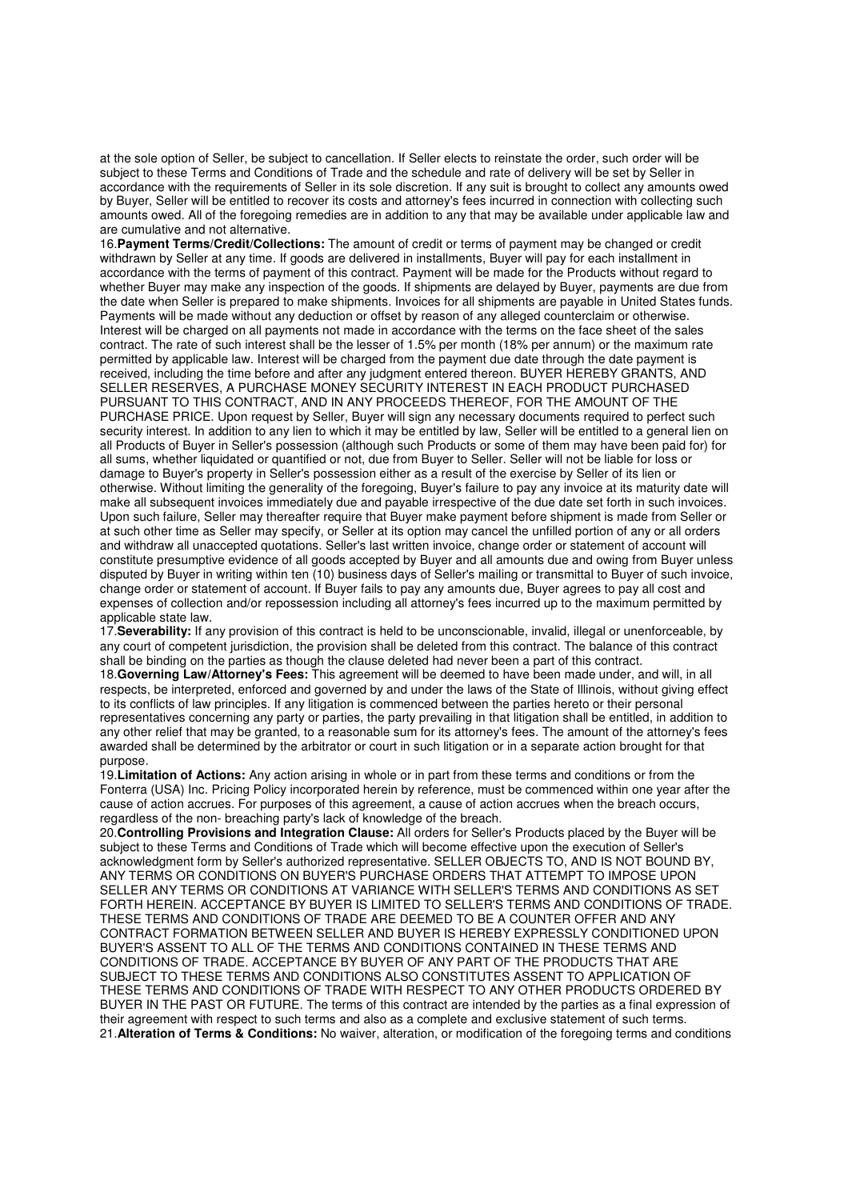at the sole option of Seller, be subject to cancellation. If Seller elects to reinstate the order, such order will be subject to these Terms and Conditions of Trade and the schedule and rate of delivery will be set by Seller in accordance with the requirements of Seller in its sole discretion. If any suit is brought to collect any amounts owed by Buyer, Seller will be entitled to recover its costs and attorney's fees incurred in connection with collecting such amounts owed. All of the foregoing remedies are in addition to any that may be available under applicable law and are cumulative and not alternative.

16.**Payment Terms/Credit/Collections:** The amount of credit or terms of payment may be changed or credit withdrawn by Seller at any time. If goods are delivered in installments, Buyer will pay for each installment in accordance with the terms of payment of this contract. Payment will be made for the Products without regard to whether Buyer may make any inspection of the goods. If shipments are delayed by Buyer, payments are due from the date when Seller is prepared to make shipments. Invoices for all shipments are payable in United States funds. Payments will be made without any deduction or offset by reason of any alleged counterclaim or otherwise. Interest will be charged on all payments not made in accordance with the terms on the face sheet of the sales contract. The rate of such interest shall be the lesser of 1.5% per month (18% per annum) or the maximum rate permitted by applicable law. Interest will be charged from the payment due date through the date payment is received, including the time before and after any judgment entered thereon. BUYER HEREBY GRANTS, AND SELLER RESERVES, A PURCHASE MONEY SECURITY INTEREST IN EACH PRODUCT PURCHASED PURSUANT TO THIS CONTRACT, AND IN ANY PROCEEDS THEREOF, FOR THE AMOUNT OF THE PURCHASE PRICE. Upon request by Seller, Buyer will sign any necessary documents required to perfect such security interest. In addition to any lien to which it may be entitled by law, Seller will be entitled to a general lien on all Products of Buyer in Seller's possession (although such Products or some of them may have been paid for) for all sums, whether liquidated or quantified or not, due from Buyer to Seller. Seller will not be liable for loss or damage to Buyer's property in Seller's possession either as a result of the exercise by Seller of its lien or otherwise. Without limiting the generality of the foregoing, Buyer's failure to pay any invoice at its maturity date will make all subsequent invoices immediately due and payable irrespective of the due date set forth in such invoices. Upon such failure, Seller may thereafter require that Buyer make payment before shipment is made from Seller or at such other time as Seller may specify, or Seller at its option may cancel the unfilled portion of any or all orders and withdraw all unaccepted quotations. Seller's last written invoice, change order or statement of account will constitute presumptive evidence of all goods accepted by Buyer and all amounts due and owing from Buyer unless disputed by Buyer in writing within ten (10) business days of Seller's mailing or transmittal to Buyer of such invoice, change order or statement of account. If Buyer fails to pay any amounts due, Buyer agrees to pay all cost and expenses of collection and/or repossession including all attorney's fees incurred up to the maximum permitted by applicable state law.

17.**Severability:** If any provision of this contract is held to be unconscionable, invalid, illegal or unenforceable, by any court of competent jurisdiction, the provision shall be deleted from this contract. The balance of this contract shall be binding on the parties as though the clause deleted had never been a part of this contract.

18.**Governing Law/Attorney's Fees:** This agreement will be deemed to have been made under, and will, in all respects, be interpreted, enforced and governed by and under the laws of the State of Illinois, without giving effect to its conflicts of law principles. If any litigation is commenced between the parties hereto or their personal representatives concerning any party or parties, the party prevailing in that litigation shall be entitled, in addition to any other relief that may be granted, to a reasonable sum for its attorney's fees. The amount of the attorney's fees awarded shall be determined by the arbitrator or court in such litigation or in a separate action brought for that purpose.

19.**Limitation of Actions:** Any action arising in whole or in part from these terms and conditions or from the Fonterra (USA) Inc. Pricing Policy incorporated herein by reference, must be commenced within one year after the cause of action accrues. For purposes of this agreement, a cause of action accrues when the breach occurs, regardless of the non- breaching party's lack of knowledge of the breach.

20.**Controlling Provisions and Integration Clause:** All orders for Seller's Products placed by the Buyer will be subject to these Terms and Conditions of Trade which will become effective upon the execution of Seller's acknowledgment form by Seller's authorized representative. SELLER OBJECTS TO, AND IS NOT BOUND BY, ANY TERMS OR CONDITIONS ON BUYER'S PURCHASE ORDERS THAT ATTEMPT TO IMPOSE UPON SELLER ANY TERMS OR CONDITIONS AT VARIANCE WITH SELLER'S TERMS AND CONDITIONS AS SET FORTH HEREIN. ACCEPTANCE BY BUYER IS LIMITED TO SELLER'S TERMS AND CONDITIONS OF TRADE. THESE TERMS AND CONDITIONS OF TRADE ARE DEEMED TO BE A COUNTER OFFER AND ANY CONTRACT FORMATION BETWEEN SELLER AND BUYER IS HEREBY EXPRESSLY CONDITIONED UPON BUYER'S ASSENT TO ALL OF THE TERMS AND CONDITIONS CONTAINED IN THESE TERMS AND CONDITIONS OF TRADE. ACCEPTANCE BY BUYER OF ANY PART OF THE PRODUCTS THAT ARE SUBJECT TO THESE TERMS AND CONDITIONS ALSO CONSTITUTES ASSENT TO APPLICATION OF THESE TERMS AND CONDITIONS OF TRADE WITH RESPECT TO ANY OTHER PRODUCTS ORDERED BY BUYER IN THE PAST OR FUTURE. The terms of this contract are intended by the parties as a final expression of their agreement with respect to such terms and also as a complete and exclusive statement of such terms.

21.**Alteration of Terms & Conditions:** No waiver, alteration, or modification of the foregoing terms and conditions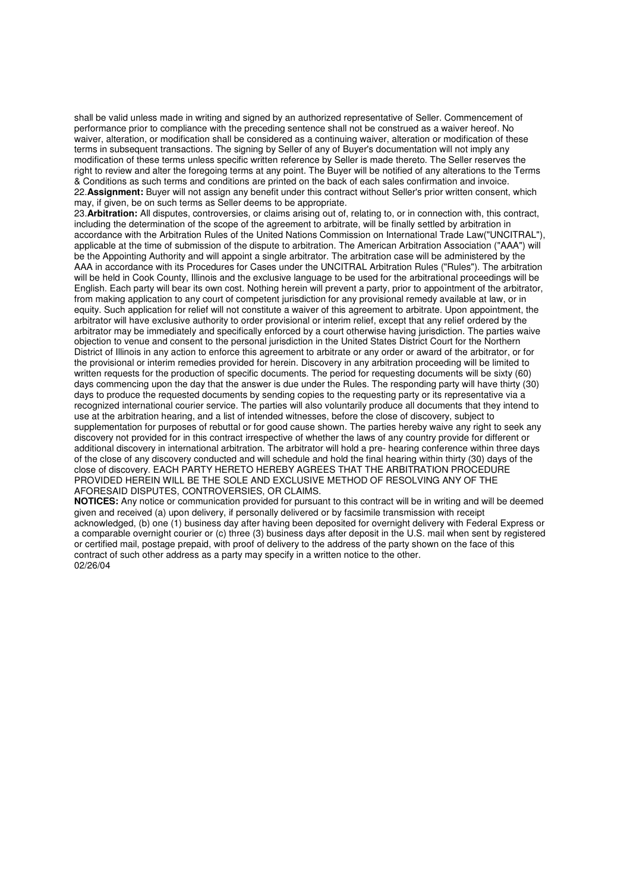shall be valid unless made in writing and signed by an authorized representative of Seller. Commencement of performance prior to compliance with the preceding sentence shall not be construed as a waiver hereof. No waiver, alteration, or modification shall be considered as a continuing waiver, alteration or modification of these terms in subsequent transactions. The signing by Seller of any of Buyer's documentation will not imply any modification of these terms unless specific written reference by Seller is made thereto. The Seller reserves the right to review and alter the foregoing terms at any point. The Buyer will be notified of any alterations to the Terms & Conditions as such terms and conditions are printed on the back of each sales confirmation and invoice.

22.**Assignment:** Buyer will not assign any benefit under this contract without Seller's prior written consent, which may, if given, be on such terms as Seller deems to be appropriate.

23.**Arbitration:** All disputes, controversies, or claims arising out of, relating to, or in connection with, this contract, including the determination of the scope of the agreement to arbitrate, will be finally settled by arbitration in accordance with the Arbitration Rules of the United Nations Commission on International Trade Law("UNCITRAL"), applicable at the time of submission of the dispute to arbitration. The American Arbitration Association ("AAA") will be the Appointing Authority and will appoint a single arbitrator. The arbitration case will be administered by the AAA in accordance with its Procedures for Cases under the UNCITRAL Arbitration Rules ("Rules"). The arbitration will be held in Cook County, Illinois and the exclusive language to be used for the arbitrational proceedings will be English. Each party will bear its own cost. Nothing herein will prevent a party, prior to appointment of the arbitrator, from making application to any court of competent jurisdiction for any provisional remedy available at law, or in equity. Such application for relief will not constitute a waiver of this agreement to arbitrate. Upon appointment, the arbitrator will have exclusive authority to order provisional or interim relief, except that any relief ordered by the arbitrator may be immediately and specifically enforced by a court otherwise having jurisdiction. The parties waive objection to venue and consent to the personal jurisdiction in the United States District Court for the Northern District of Illinois in any action to enforce this agreement to arbitrate or any order or award of the arbitrator, or for the provisional or interim remedies provided for herein. Discovery in any arbitration proceeding will be limited to written requests for the production of specific documents. The period for requesting documents will be sixty (60) days commencing upon the day that the answer is due under the Rules. The responding party will have thirty (30) days to produce the requested documents by sending copies to the requesting party or its representative via a recognized international courier service. The parties will also voluntarily produce all documents that they intend to use at the arbitration hearing, and a list of intended witnesses, before the close of discovery, subject to supplementation for purposes of rebuttal or for good cause shown. The parties hereby waive any right to seek any discovery not provided for in this contract irrespective of whether the laws of any country provide for different or additional discovery in international arbitration. The arbitrator will hold a pre- hearing conference within three days of the close of any discovery conducted and will schedule and hold the final hearing within thirty (30) days of the close of discovery. EACH PARTY HERETO HEREBY AGREES THAT THE ARBITRATION PROCEDURE PROVIDED HEREIN WILL BE THE SOLE AND EXCLUSIVE METHOD OF RESOLVING ANY OF THE AFORESAID DISPUTES, CONTROVERSIES, OR CLAIMS.

**NOTICES:** Any notice or communication provided for pursuant to this contract will be in writing and will be deemed given and received (a) upon delivery, if personally delivered or by facsimile transmission with receipt acknowledged, (b) one (1) business day after having been deposited for overnight delivery with Federal Express or a comparable overnight courier or (c) three (3) business days after deposit in the U.S. mail when sent by registered or certified mail, postage prepaid, with proof of delivery to the address of the party shown on the face of this contract of such other address as a party may specify in a written notice to the other.

02/26/04